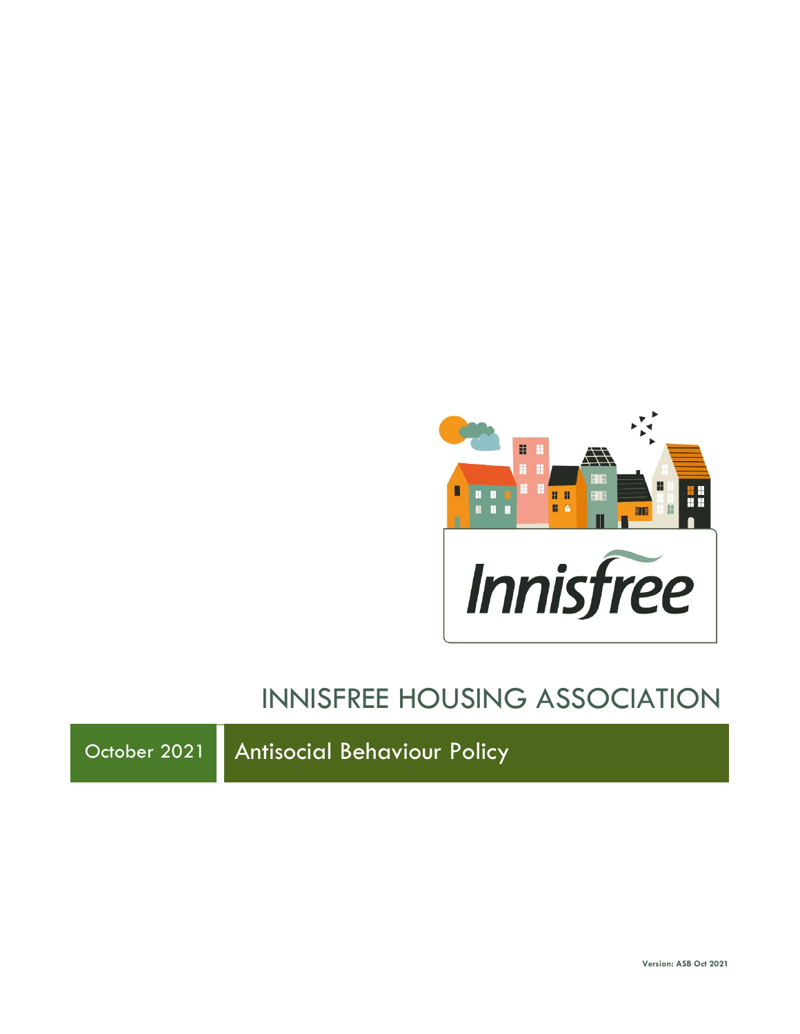# INNISFREE HOUSING ASSOCIATION

October 2021

## Antisocial Behaviour Policy

**Version: ASB Oct 2021**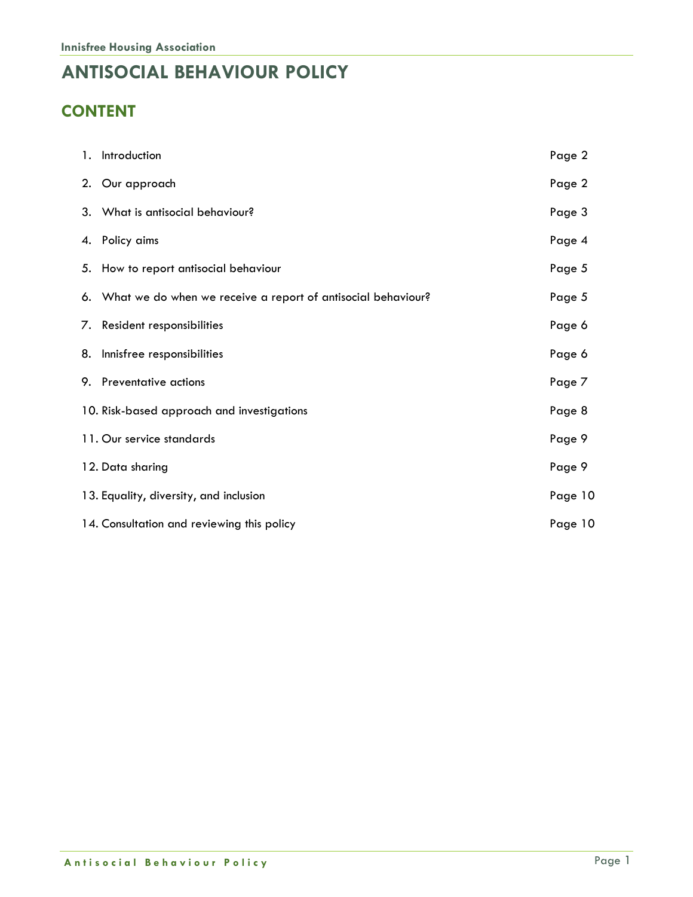# ANTISOCIAL BEHAVIOUR POLICY

## CONTENT

| | |
|---|---|
| 1. Introduction | Page 2 |
| 2. Our approach | Page 2 |
| 3. What is antisocial behaviour? | Page 3 |
| 4. Policy aims | Page 4 |
| 5. How to report antisocial behaviour | Page 5 |
| 6. What we do when we receive a report of antisocial behaviour? | Page 5 |
| 7. Resident responsibilities | Page 6 |
| 8. Innisfree responsibilities | Page 6 |
| 9. Preventative actions | Page 7 |
| 10. Risk-based approach and investigations | Page 8 |
| 11. Our service standards | Page 9 |
| 12. Data sharing | Page 9 |
| 13. Equality, diversity, and inclusion | Page 10 |
| 14. Consultation and reviewing this policy | Page 10 |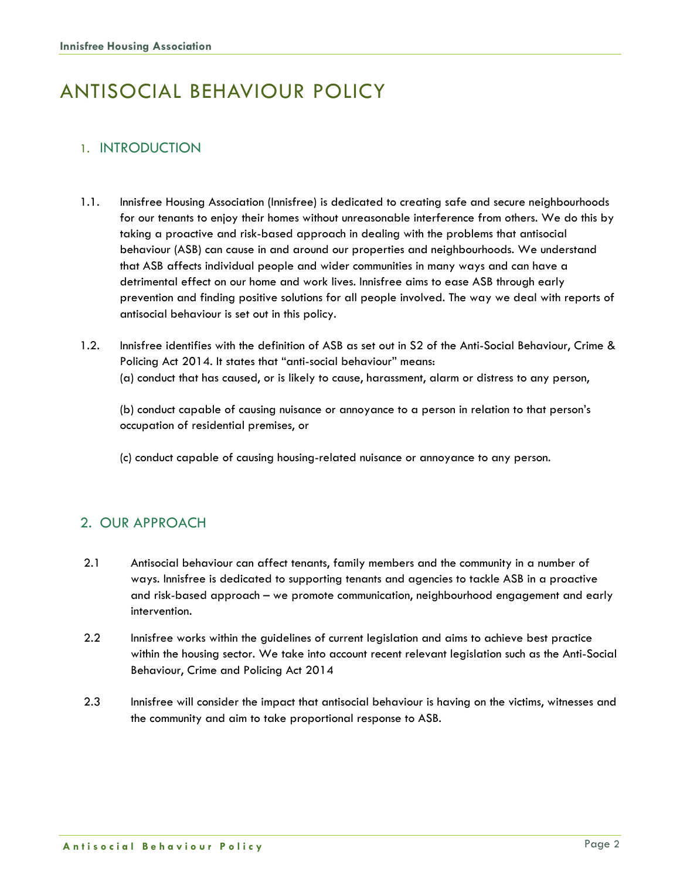# ANTISOCIAL BEHAVIOUR POLICY

## 1. INTRODUCTION

1.1. Innisfree Housing Association (Innisfree) is dedicated to creating safe and secure neighbourhoods for our tenants to enjoy their homes without unreasonable interference from others. We do this by taking a proactive and risk-based approach in dealing with the problems that antisocial behaviour (ASB) can cause in and around our properties and neighbourhoods. We understand that ASB affects individual people and wider communities in many ways and can have a detrimental effect on our home and work lives. Innisfree aims to ease ASB through early prevention and finding positive solutions for all people involved. The way we deal with reports of antisocial behaviour is set out in this policy.

1.2. Innisfree identifies with the definition of ASB as set out in S2 of the Anti-Social Behaviour, Crime & Policing Act 2014. It states that "anti-social behaviour" means:

(a) conduct that has caused, or is likely to cause, harassment, alarm or distress to any person,

(b) conduct capable of causing nuisance or annoyance to a person in relation to that person's occupation of residential premises, or

(c) conduct capable of causing housing-related nuisance or annoyance to any person.

## 2. OUR APPROACH

2.1 Antisocial behaviour can affect tenants, family members and the community in a number of ways. Innisfree is dedicated to supporting tenants and agencies to tackle ASB in a proactive and risk-based approach – we promote communication, neighbourhood engagement and early intervention.

2.2 Innisfree works within the guidelines of current legislation and aims to achieve best practice within the housing sector. We take into account recent relevant legislation such as the Anti-Social Behaviour, Crime and Policing Act 2014

2.3 Innisfree will consider the impact that antisocial behaviour is having on the victims, witnesses and the community and aim to take proportional response to ASB.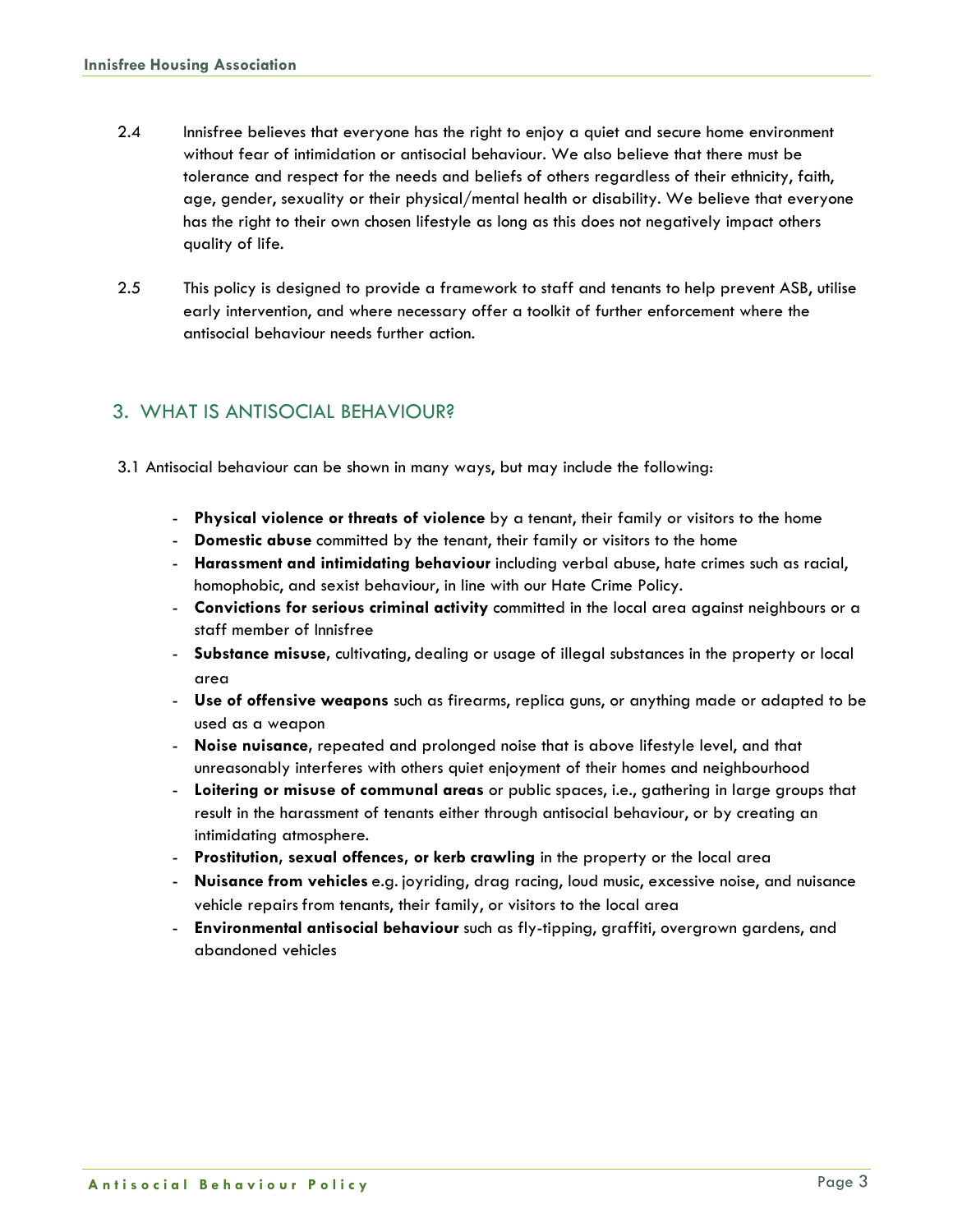2.4 Innisfree believes that everyone has the right to enjoy a quiet and secure home environment without fear of intimidation or antisocial behaviour. We also believe that there must be tolerance and respect for the needs and beliefs of others regardless of their ethnicity, faith, age, gender, sexuality or their physical/mental health or disability. We believe that everyone has the right to their own chosen lifestyle as long as this does not negatively impact others quality of life.

2.5 This policy is designed to provide a framework to staff and tenants to help prevent ASB, utilise early intervention, and where necessary offer a toolkit of further enforcement where the antisocial behaviour needs further action.

## 3. WHAT IS ANTISOCIAL BEHAVIOUR?

3.1 Antisocial behaviour can be shown in many ways, but may include the following:

- **Physical violence or threats of violence** by a tenant, their family or visitors to the home
- **Domestic abuse** committed by the tenant, their family or visitors to the home
- **Harassment and intimidating behaviour** including verbal abuse, hate crimes such as racial, homophobic, and sexist behaviour, in line with our Hate Crime Policy.
- **Convictions for serious criminal activity** committed in the local area against neighbours or a staff member of Innisfree
- **Substance misuse**, cultivating, dealing or usage of illegal substances in the property or local area
- **Use of offensive weapons** such as firearms, replica guns, or anything made or adapted to be used as a weapon
- **Noise nuisance**, repeated and prolonged noise that is above lifestyle level, and that unreasonably interferes with others quiet enjoyment of their homes and neighbourhood
- **Loitering or misuse of communal areas** or public spaces, i.e., gathering in large groups that result in the harassment of tenants either through antisocial behaviour, or by creating an intimidating atmosphere.
- **Prostitution**, **sexual offences, or kerb crawling** in the property or the local area
- **Nuisance from vehicles** e.g. joyriding, drag racing, loud music, excessive noise, and nuisance vehicle repairs from tenants, their family, or visitors to the local area
- **Environmental antisocial behaviour** such as fly-tipping, graffiti, overgrown gardens, and abandoned vehicles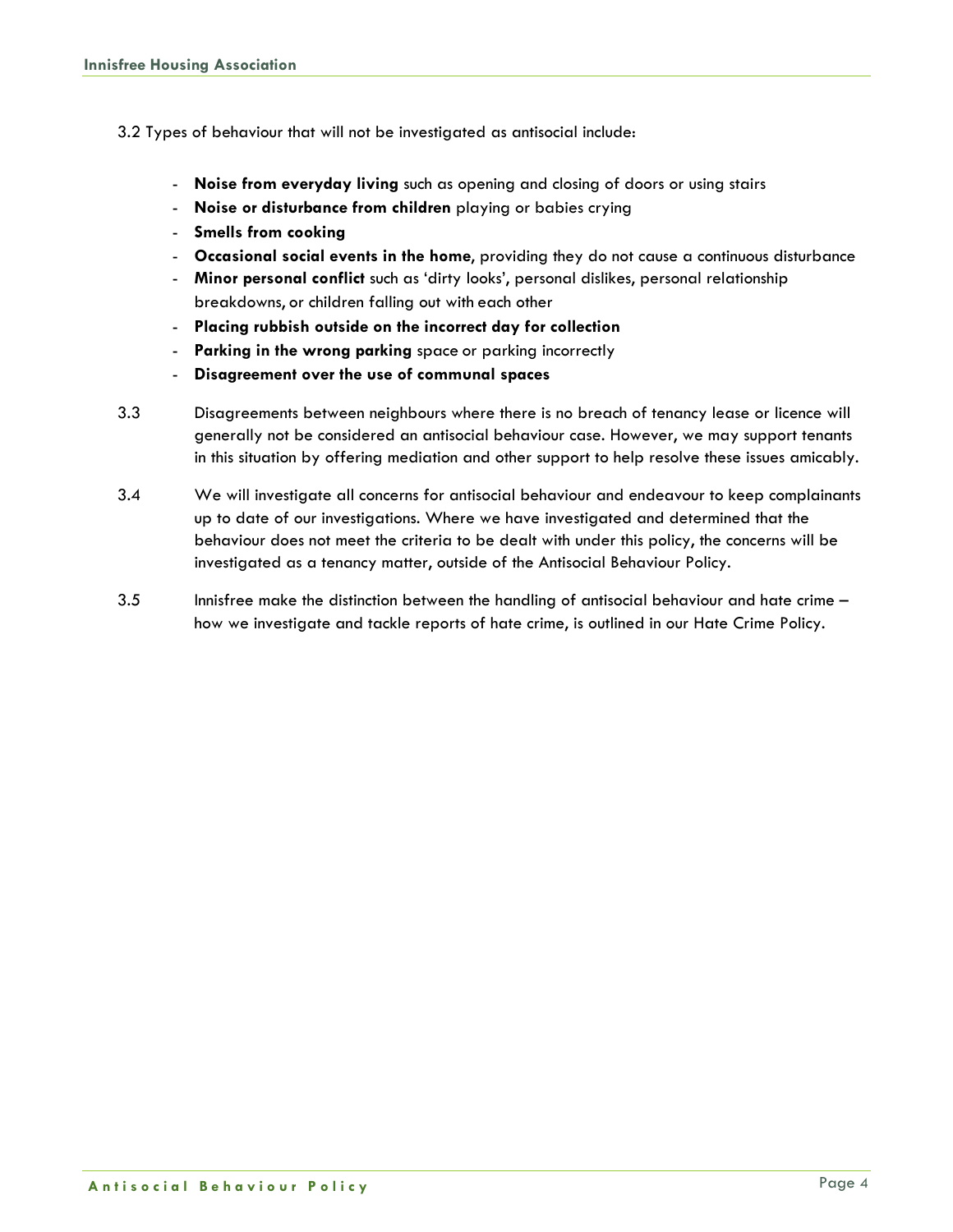3.2 Types of behaviour that will not be investigated as antisocial include:

- **Noise from everyday living** such as opening and closing of doors or using stairs
- **Noise or disturbance from children** playing or babies crying
- **Smells from cooking**
- **Occasional social events in the home**, providing they do not cause a continuous disturbance
- **Minor personal conflict** such as 'dirty looks', personal dislikes, personal relationship breakdowns, or children falling out with each other
- **Placing rubbish outside on the incorrect day for collection**
- **Parking in the wrong parking** space or parking incorrectly
- **Disagreement over the use of communal spaces**

3.3 Disagreements between neighbours where there is no breach of tenancy lease or licence will generally not be considered an antisocial behaviour case. However, we may support tenants in this situation by offering mediation and other support to help resolve these issues amicably.

3.4 We will investigate all concerns for antisocial behaviour and endeavour to keep complainants up to date of our investigations. Where we have investigated and determined that the behaviour does not meet the criteria to be dealt with under this policy, the concerns will be investigated as a tenancy matter, outside of the Antisocial Behaviour Policy.

3.5 Innisfree make the distinction between the handling of antisocial behaviour and hate crime – how we investigate and tackle reports of hate crime, is outlined in our Hate Crime Policy.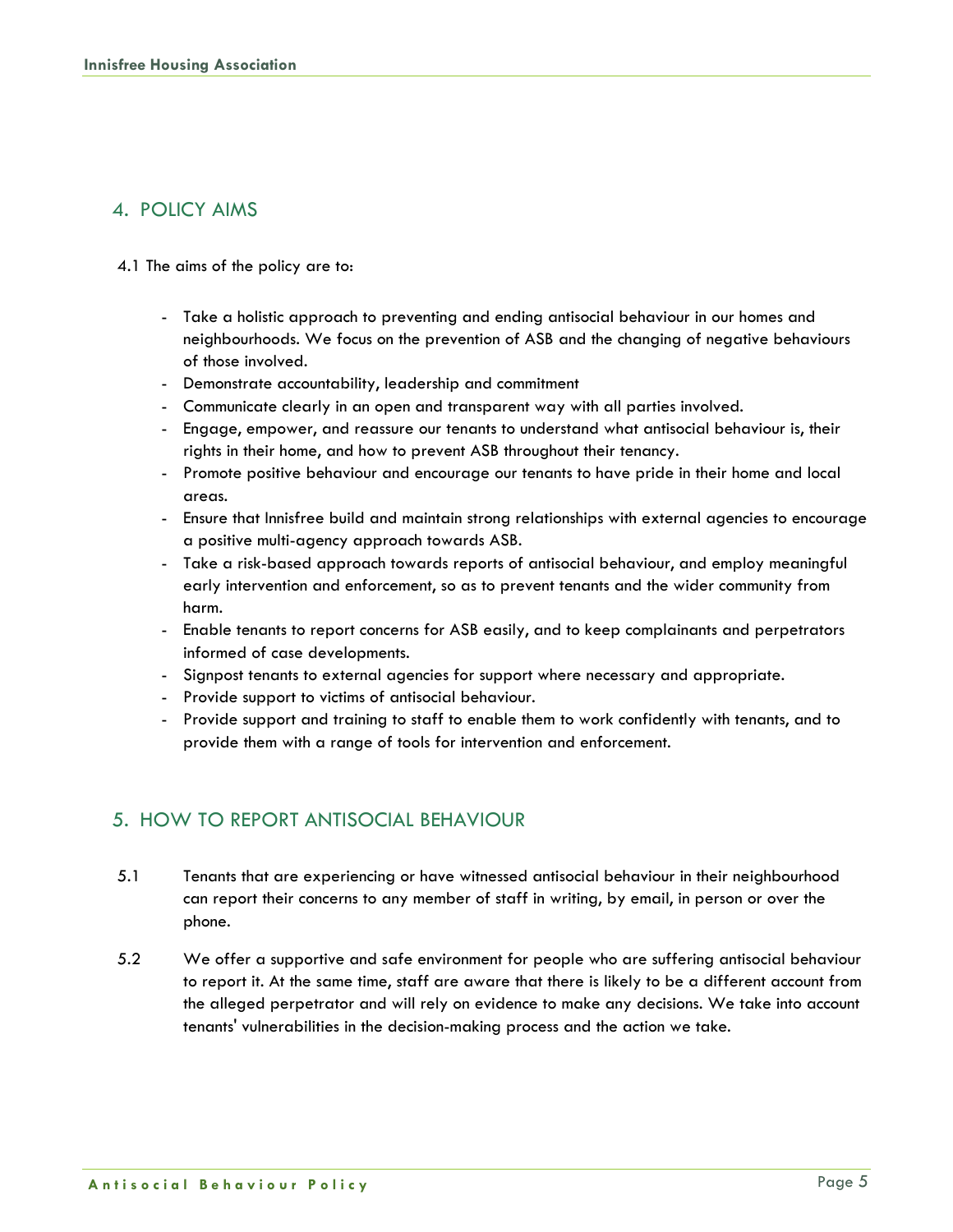## 4. POLICY AIMS

4.1 The aims of the policy are to:

- Take a holistic approach to preventing and ending antisocial behaviour in our homes and neighbourhoods. We focus on the prevention of ASB and the changing of negative behaviours of those involved.
- Demonstrate accountability, leadership and commitment
- Communicate clearly in an open and transparent way with all parties involved.
- Engage, empower, and reassure our tenants to understand what antisocial behaviour is, their rights in their home, and how to prevent ASB throughout their tenancy.
- Promote positive behaviour and encourage our tenants to have pride in their home and local areas.
- Ensure that Innisfree build and maintain strong relationships with external agencies to encourage a positive multi-agency approach towards ASB.
- Take a risk-based approach towards reports of antisocial behaviour, and employ meaningful early intervention and enforcement, so as to prevent tenants and the wider community from harm.
- Enable tenants to report concerns for ASB easily, and to keep complainants and perpetrators informed of case developments.
- Signpost tenants to external agencies for support where necessary and appropriate.
- Provide support to victims of antisocial behaviour.
- Provide support and training to staff to enable them to work confidently with tenants, and to provide them with a range of tools for intervention and enforcement.

## 5. HOW TO REPORT ANTISOCIAL BEHAVIOUR

5.1 Tenants that are experiencing or have witnessed antisocial behaviour in their neighbourhood can report their concerns to any member of staff in writing, by email, in person or over the phone.

5.2 We offer a supportive and safe environment for people who are suffering antisocial behaviour to report it. At the same time, staff are aware that there is likely to be a different account from the alleged perpetrator and will rely on evidence to make any decisions. We take into account tenants' vulnerabilities in the decision-making process and the action we take.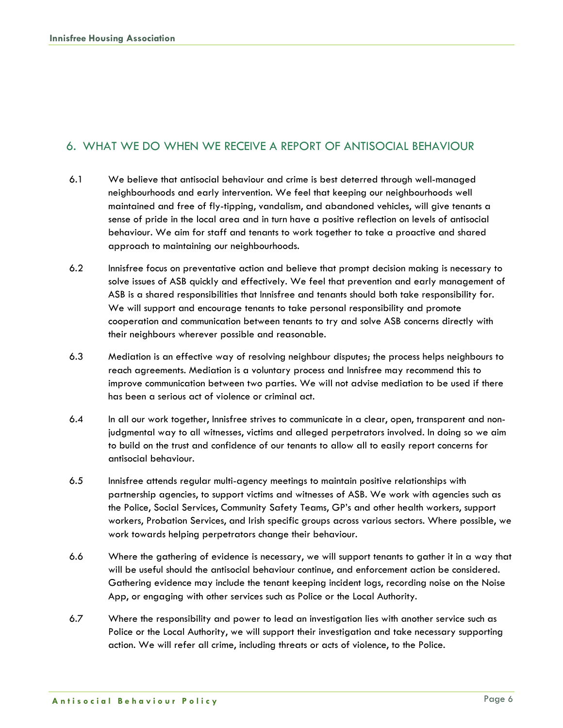## 6. WHAT WE DO WHEN WE RECEIVE A REPORT OF ANTISOCIAL BEHAVIOUR

6.1 We believe that antisocial behaviour and crime is best deterred through well-managed neighbourhoods and early intervention. We feel that keeping our neighbourhoods well maintained and free of fly-tipping, vandalism, and abandoned vehicles, will give tenants a sense of pride in the local area and in turn have a positive reflection on levels of antisocial behaviour. We aim for staff and tenants to work together to take a proactive and shared approach to maintaining our neighbourhoods.

6.2 Innisfree focus on preventative action and believe that prompt decision making is necessary to solve issues of ASB quickly and effectively. We feel that prevention and early management of ASB is a shared responsibilities that Innisfree and tenants should both take responsibility for. We will support and encourage tenants to take personal responsibility and promote cooperation and communication between tenants to try and solve ASB concerns directly with their neighbours wherever possible and reasonable.

6.3 Mediation is an effective way of resolving neighbour disputes; the process helps neighbours to reach agreements. Mediation is a voluntary process and Innisfree may recommend this to improve communication between two parties. We will not advise mediation to be used if there has been a serious act of violence or criminal act.

6.4 In all our work together, Innisfree strives to communicate in a clear, open, transparent and non-judgmental way to all witnesses, victims and alleged perpetrators involved. In doing so we aim to build on the trust and confidence of our tenants to allow all to easily report concerns for antisocial behaviour.

6.5 Innisfree attends regular multi-agency meetings to maintain positive relationships with partnership agencies, to support victims and witnesses of ASB. We work with agencies such as the Police, Social Services, Community Safety Teams, GP's and other health workers, support workers, Probation Services, and Irish specific groups across various sectors. Where possible, we work towards helping perpetrators change their behaviour.

6.6 Where the gathering of evidence is necessary, we will support tenants to gather it in a way that will be useful should the antisocial behaviour continue, and enforcement action be considered. Gathering evidence may include the tenant keeping incident logs, recording noise on the Noise App, or engaging with other services such as Police or the Local Authority.

6.7 Where the responsibility and power to lead an investigation lies with another service such as Police or the Local Authority, we will support their investigation and take necessary supporting action. We will refer all crime, including threats or acts of violence, to the Police.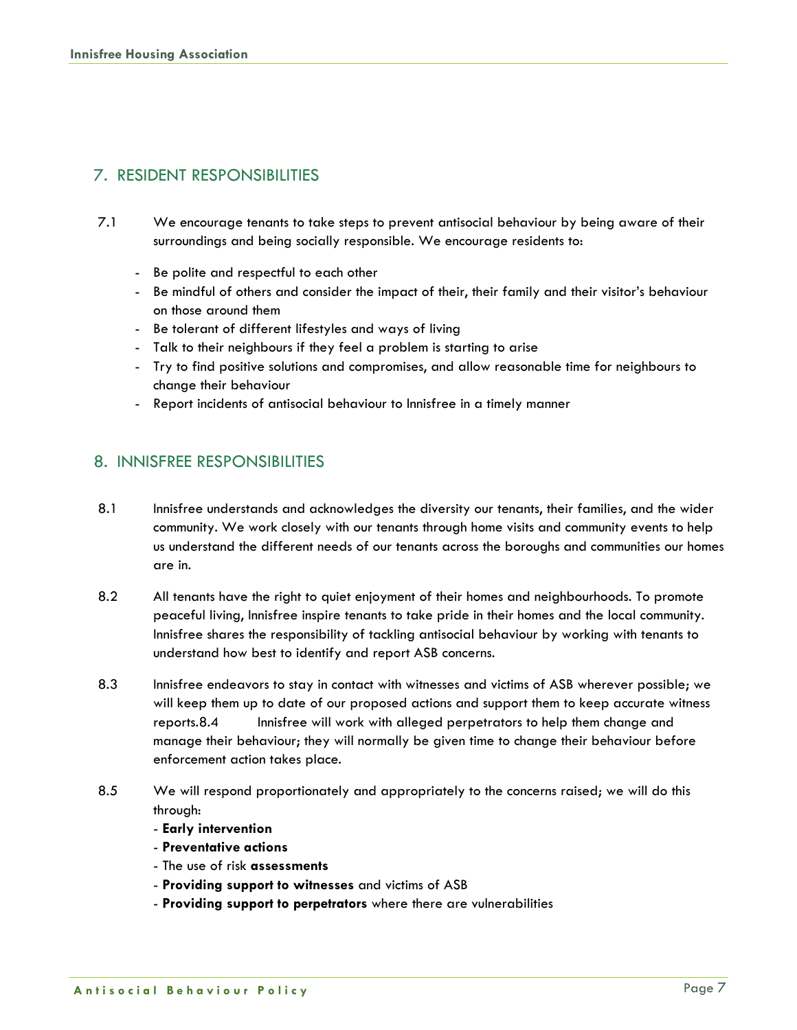## 7. RESIDENT RESPONSIBILITIES

7.1 We encourage tenants to take steps to prevent antisocial behaviour by being aware of their surroundings and being socially responsible. We encourage residents to:

- Be polite and respectful to each other
- Be mindful of others and consider the impact of their, their family and their visitor's behaviour on those around them
- Be tolerant of different lifestyles and ways of living
- Talk to their neighbours if they feel a problem is starting to arise
- Try to find positive solutions and compromises, and allow reasonable time for neighbours to change their behaviour
- Report incidents of antisocial behaviour to Innisfree in a timely manner

## 8. INNISFREE RESPONSIBILITIES

8.1 Innisfree understands and acknowledges the diversity our tenants, their families, and the wider community. We work closely with our tenants through home visits and community events to help us understand the different needs of our tenants across the boroughs and communities our homes are in.

8.2 All tenants have the right to quiet enjoyment of their homes and neighbourhoods. To promote peaceful living, Innisfree inspire tenants to take pride in their homes and the local community. Innisfree shares the responsibility of tackling antisocial behaviour by working with tenants to understand how best to identify and report ASB concerns.

8.3 Innisfree endeavors to stay in contact with witnesses and victims of ASB wherever possible; we will keep them up to date of our proposed actions and support them to keep accurate witness reports.8.4 Innisfree will work with alleged perpetrators to help them change and manage their behaviour; they will normally be given time to change their behaviour before enforcement action takes place.

8.5 We will respond proportionately and appropriately to the concerns raised; we will do this through:

- **Early intervention**
- **Preventative actions**
- The use of risk **assessments**
- **Providing support to witnesses** and victims of ASB
- **Providing support to perpetrators** where there are vulnerabilities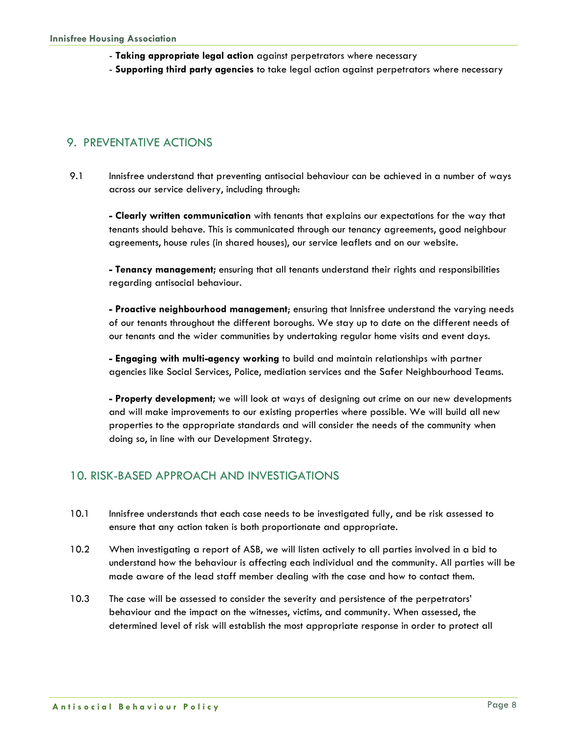- **Taking appropriate legal action** against perpetrators where necessary
- **Supporting third party agencies** to take legal action against perpetrators where necessary

## 9. PREVENTATIVE ACTIONS

9.1 Innisfree understand that preventing antisocial behaviour can be achieved in a number of ways across our service delivery, including through:

- **Clearly written communication** with tenants that explains our expectations for the way that tenants should behave. This is communicated through our tenancy agreements, good neighbour agreements, house rules (in shared houses), our service leaflets and on our website.

- **Tenancy management;** ensuring that all tenants understand their rights and responsibilities regarding antisocial behaviour.

- **Proactive neighbourhood management**; ensuring that Innisfree understand the varying needs of our tenants throughout the different boroughs. We stay up to date on the different needs of our tenants and the wider communities by undertaking regular home visits and event days.

- **Engaging with multi-agency working** to build and maintain relationships with partner agencies like Social Services, Police, mediation services and the Safer Neighbourhood Teams.

- **Property development;** we will look at ways of designing out crime on our new developments and will make improvements to our existing properties where possible. We will build all new properties to the appropriate standards and will consider the needs of the community when doing so, in line with our Development Strategy.

## 10. RISK-BASED APPROACH AND INVESTIGATIONS

10.1 Innisfree understands that each case needs to be investigated fully, and be risk assessed to ensure that any action taken is both proportionate and appropriate.

10.2 When investigating a report of ASB, we will listen actively to all parties involved in a bid to understand how the behaviour is affecting each individual and the community. All parties will be made aware of the lead staff member dealing with the case and how to contact them.

10.3 The case will be assessed to consider the severity and persistence of the perpetrators' behaviour and the impact on the witnesses, victims, and community. When assessed, the determined level of risk will establish the most appropriate response in order to protect all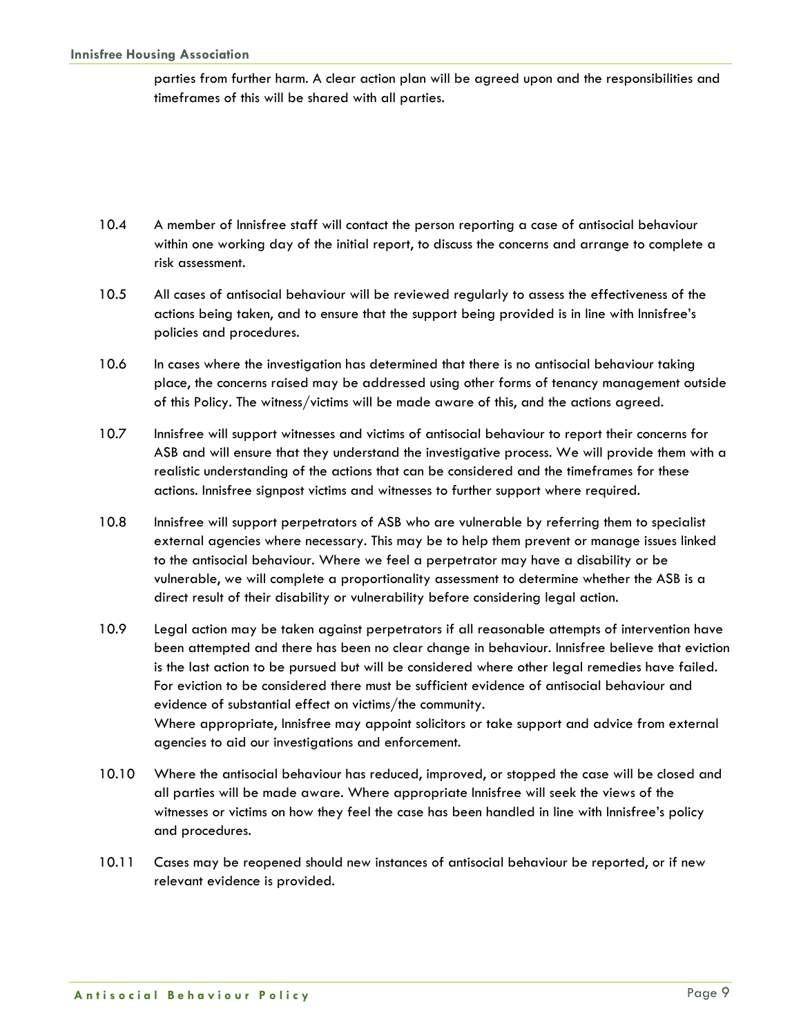parties from further harm. A clear action plan will be agreed upon and the responsibilities and timeframes of this will be shared with all parties.

10.4 A member of Innisfree staff will contact the person reporting a case of antisocial behaviour within one working day of the initial report, to discuss the concerns and arrange to complete a risk assessment.

10.5 All cases of antisocial behaviour will be reviewed regularly to assess the effectiveness of the actions being taken, and to ensure that the support being provided is in line with Innisfree's policies and procedures.

10.6 In cases where the investigation has determined that there is no antisocial behaviour taking place, the concerns raised may be addressed using other forms of tenancy management outside of this Policy. The witness/victims will be made aware of this, and the actions agreed.

10.7 Innisfree will support witnesses and victims of antisocial behaviour to report their concerns for ASB and will ensure that they understand the investigative process. We will provide them with a realistic understanding of the actions that can be considered and the timeframes for these actions. Innisfree signpost victims and witnesses to further support where required.

10.8 Innisfree will support perpetrators of ASB who are vulnerable by referring them to specialist external agencies where necessary. This may be to help them prevent or manage issues linked to the antisocial behaviour. Where we feel a perpetrator may have a disability or be vulnerable, we will complete a proportionality assessment to determine whether the ASB is a direct result of their disability or vulnerability before considering legal action.

10.9 Legal action may be taken against perpetrators if all reasonable attempts of intervention have been attempted and there has been no clear change in behaviour. Innisfree believe that eviction is the last action to be pursued but will be considered where other legal remedies have failed. For eviction to be considered there must be sufficient evidence of antisocial behaviour and evidence of substantial effect on victims/the community.
Where appropriate, Innisfree may appoint solicitors or take support and advice from external agencies to aid our investigations and enforcement.

10.10 Where the antisocial behaviour has reduced, improved, or stopped the case will be closed and all parties will be made aware. Where appropriate Innisfree will seek the views of the witnesses or victims on how they feel the case has been handled in line with Innisfree's policy and procedures.

10.11 Cases may be reopened should new instances of antisocial behaviour be reported, or if new relevant evidence is provided.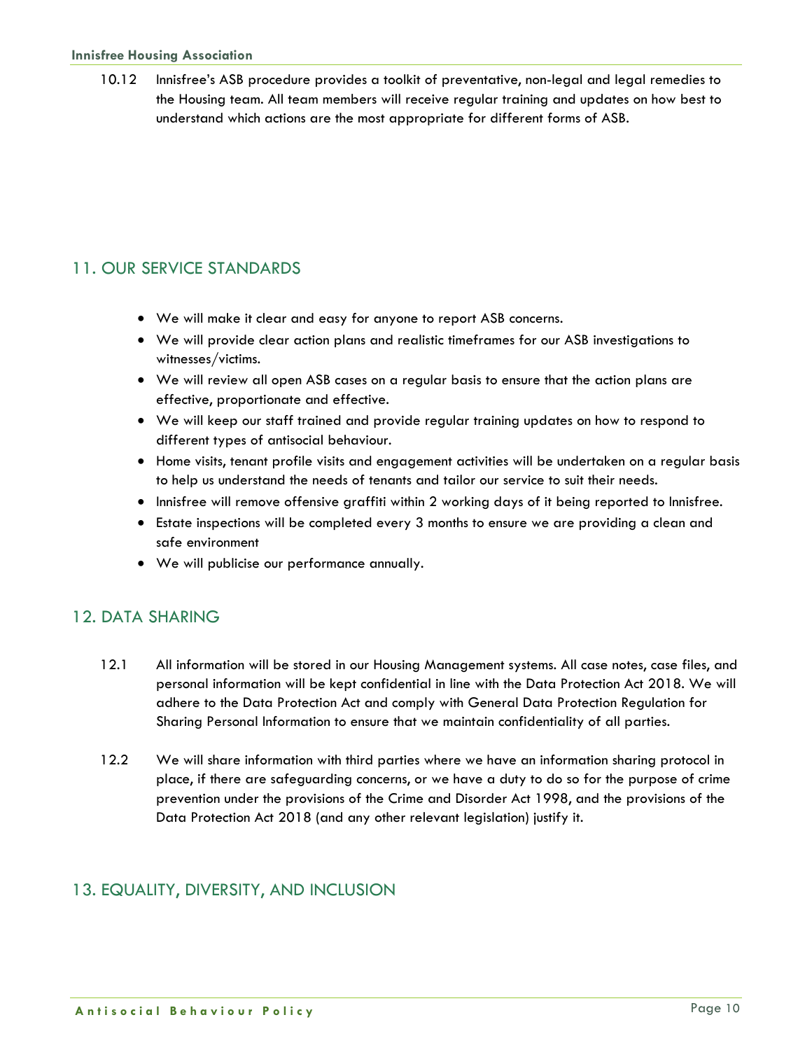10.12 Innisfree's ASB procedure provides a toolkit of preventative, non-legal and legal remedies to the Housing team. All team members will receive regular training and updates on how best to understand which actions are the most appropriate for different forms of ASB.

## 11. OUR SERVICE STANDARDS

- We will make it clear and easy for anyone to report ASB concerns.
- We will provide clear action plans and realistic timeframes for our ASB investigations to witnesses/victims.
- We will review all open ASB cases on a regular basis to ensure that the action plans are effective, proportionate and effective.
- We will keep our staff trained and provide regular training updates on how to respond to different types of antisocial behaviour.
- Home visits, tenant profile visits and engagement activities will be undertaken on a regular basis to help us understand the needs of tenants and tailor our service to suit their needs.
- Innisfree will remove offensive graffiti within 2 working days of it being reported to Innisfree.
- Estate inspections will be completed every 3 months to ensure we are providing a clean and safe environment
- We will publicise our performance annually.

## 12. DATA SHARING

12.1 All information will be stored in our Housing Management systems. All case notes, case files, and personal information will be kept confidential in line with the Data Protection Act 2018. We will adhere to the Data Protection Act and comply with General Data Protection Regulation for Sharing Personal Information to ensure that we maintain confidentiality of all parties.

12.2 We will share information with third parties where we have an information sharing protocol in place, if there are safeguarding concerns, or we have a duty to do so for the purpose of crime prevention under the provisions of the Crime and Disorder Act 1998, and the provisions of the Data Protection Act 2018 (and any other relevant legislation) justify it.

## 13. EQUALITY, DIVERSITY, AND INCLUSION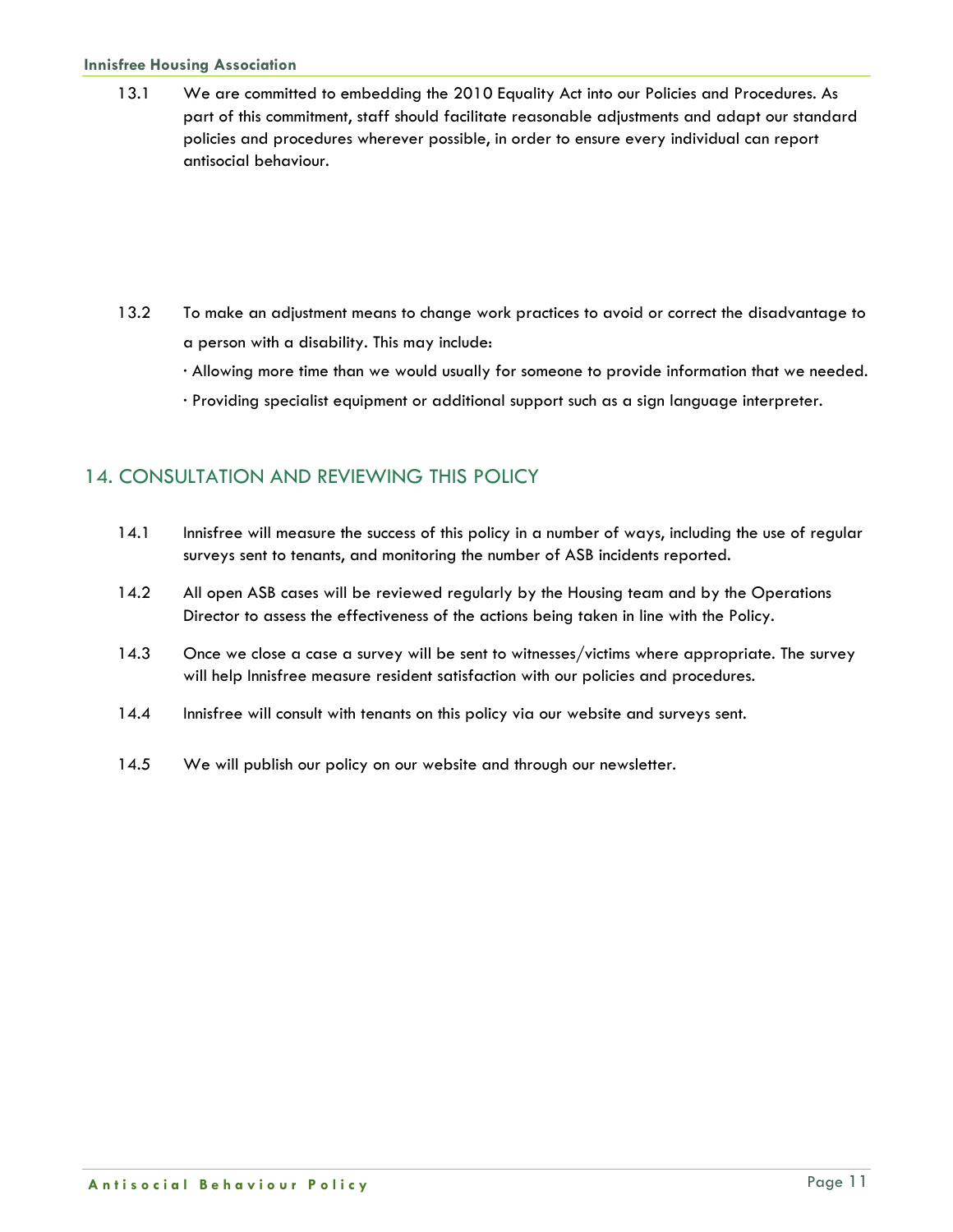13.1 We are committed to embedding the 2010 Equality Act into our Policies and Procedures. As part of this commitment, staff should facilitate reasonable adjustments and adapt our standard policies and procedures wherever possible, in order to ensure every individual can report antisocial behaviour.

13.2 To make an adjustment means to change work practices to avoid or correct the disadvantage to a person with a disability. This may include:

· Allowing more time than we would usually for someone to provide information that we needed.

· Providing specialist equipment or additional support such as a sign language interpreter.

## 14. CONSULTATION AND REVIEWING THIS POLICY

14.1 Innisfree will measure the success of this policy in a number of ways, including the use of regular surveys sent to tenants, and monitoring the number of ASB incidents reported.

14.2 All open ASB cases will be reviewed regularly by the Housing team and by the Operations Director to assess the effectiveness of the actions being taken in line with the Policy.

14.3 Once we close a case a survey will be sent to witnesses/victims where appropriate. The survey will help Innisfree measure resident satisfaction with our policies and procedures.

14.4 Innisfree will consult with tenants on this policy via our website and surveys sent.

14.5 We will publish our policy on our website and through our newsletter.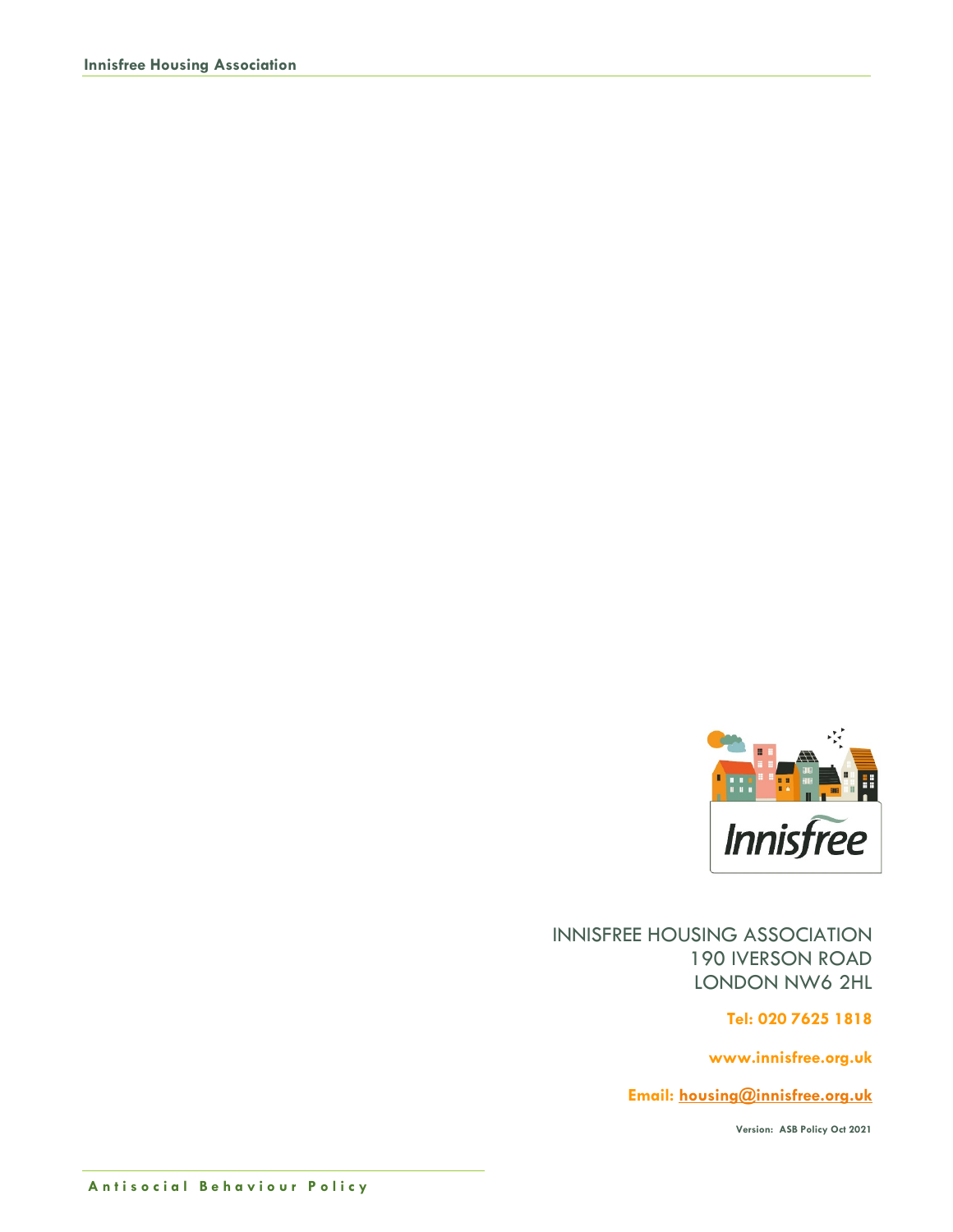Innisfree

INNISFREE HOUSING ASSOCIATION
190 IVERSON ROAD
LONDON NW6 2HL

**Tel: 020 7625 1818**

**www.innisfree.org.uk**

**Email: housing@innisfree.org.uk**

**Version: ASB Policy Oct 2021**